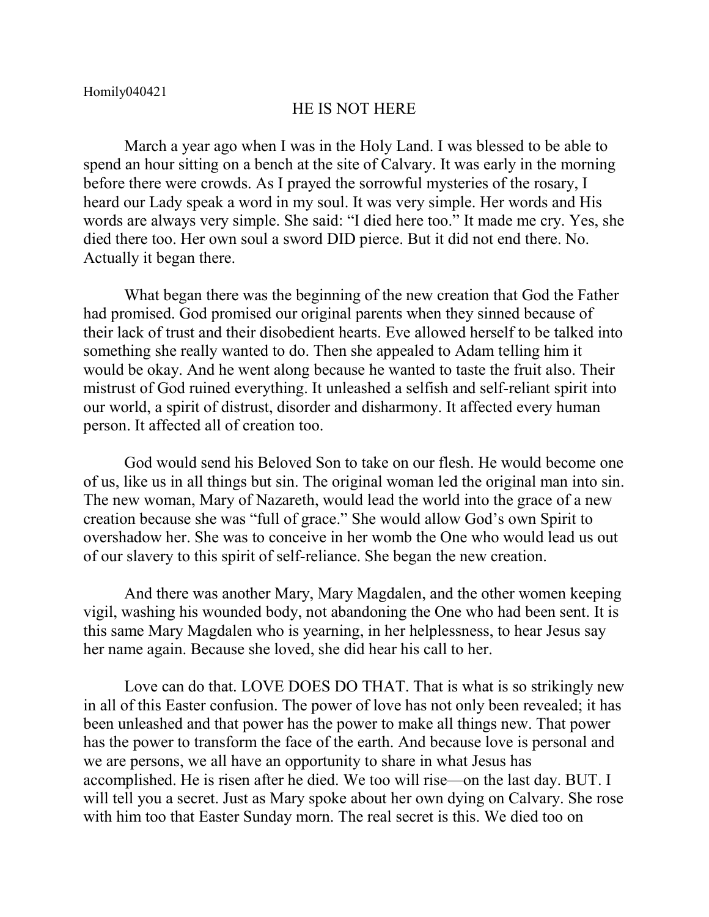Homily040421

# HE IS NOT HERE

March a year ago when I was in the Holy Land. I was blessed to be able to spend an hour sitting on a bench at the site of Calvary. It was early in the morning before there were crowds. As I prayed the sorrowful mysteries of the rosary, I heard our Lady speak a word in my soul. It was very simple. Her words and His words are always very simple. She said: "I died here too." It made me cry. Yes, she died there too. Her own soul a sword DID pierce. But it did not end there. No. Actually it began there.

What began there was the beginning of the new creation that God the Father had promised. God promised our original parents when they sinned because of their lack of trust and their disobedient hearts. Eve allowed herself to be talked into something she really wanted to do. Then she appealed to Adam telling him it would be okay. And he went along because he wanted to taste the fruit also. Their mistrust of God ruined everything. It unleashed a selfish and self-reliant spirit into our world, a spirit of distrust, disorder and disharmony. It affected every human person. It affected all of creation too.

God would send his Beloved Son to take on our flesh. He would become one of us, like us in all things but sin. The original woman led the original man into sin. The new woman, Mary of Nazareth, would lead the world into the grace of a new creation because she was "full of grace." She would allow God's own Spirit to overshadow her. She was to conceive in her womb the One who would lead us out of our slavery to this spirit of self-reliance. She began the new creation.

And there was another Mary, Mary Magdalen, and the other women keeping vigil, washing his wounded body, not abandoning the One who had been sent. It is this same Mary Magdalen who is yearning, in her helplessness, to hear Jesus say her name again. Because she loved, she did hear his call to her.

Love can do that. LOVE DOES DO THAT. That is what is so strikingly new in all of this Easter confusion. The power of love has not only been revealed; it has been unleashed and that power has the power to make all things new. That power has the power to transform the face of the earth. And because love is personal and we are persons, we all have an opportunity to share in what Jesus has accomplished. He is risen after he died. We too will rise—on the last day. BUT. I will tell you a secret. Just as Mary spoke about her own dying on Calvary. She rose with him too that Easter Sunday morn. The real secret is this. We died too on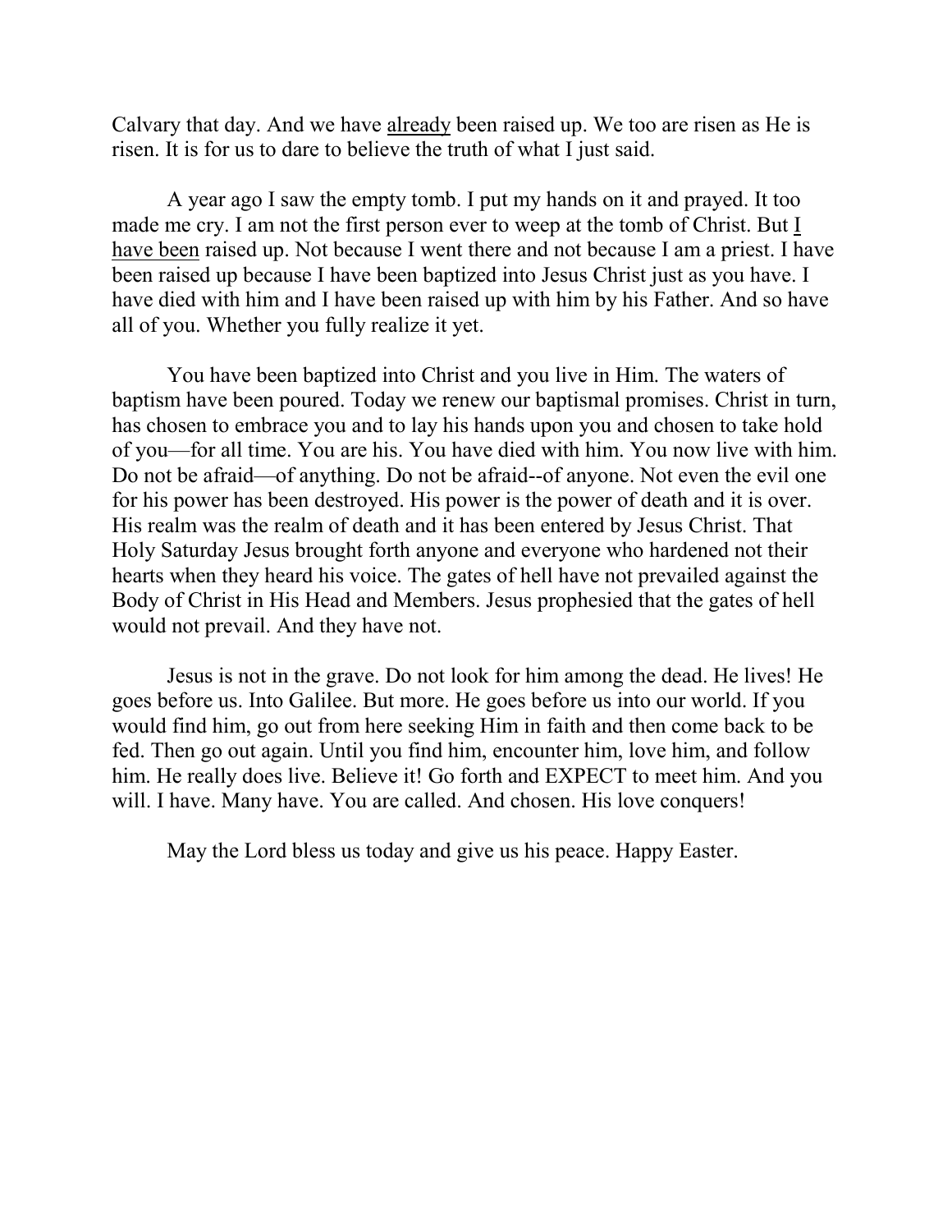Calvary that day. And we have <u>already</u> been raised up. We too are risen as He is risen. It is for us to dare to believe the truth of what I just said.

A year ago I saw the empty tomb. I put my hands on it and prayed. It too made me cry. I am not the first person ever to weep at the tomb of Christ. But <u>I have been</u> raised up. Not because I went there and not because I am a priest. I have been raised up because I have been baptized into Jesus Christ just as you have. I have died with him and I have been raised up with him by his Father. And so have all of you. Whether you fully realize it yet.

You have been baptized into Christ and you live in Him. The waters of baptism have been poured. Today we renew our baptismal promises. Christ in turn, has chosen to embrace you and to lay his hands upon you and chosen to take hold of you—for all time. You are his. You have died with him. You now live with him. Do not be afraid—of anything. Do not be afraid--of anyone. Not even the evil one for his power has been destroyed. His power is the power of death and it is over. His realm was the realm of death and it has been entered by Jesus Christ. That Holy Saturday Jesus brought forth anyone and everyone who hardened not their hearts when they heard his voice. The gates of hell have not prevailed against the Body of Christ in His Head and Members. Jesus prophesied that the gates of hell would not prevail. And they have not.

Jesus is not in the grave. Do not look for him among the dead. He lives! He goes before us. Into Galilee. But more. He goes before us into our world. If you would find him, go out from here seeking Him in faith and then come back to be fed. Then go out again. Until you find him, encounter him, love him, and follow him. He really does live. Believe it! Go forth and EXPECT to meet him. And you will. I have. Many have. You are called. And chosen. His love conquers!

May the Lord bless us today and give us his peace. Happy Easter.